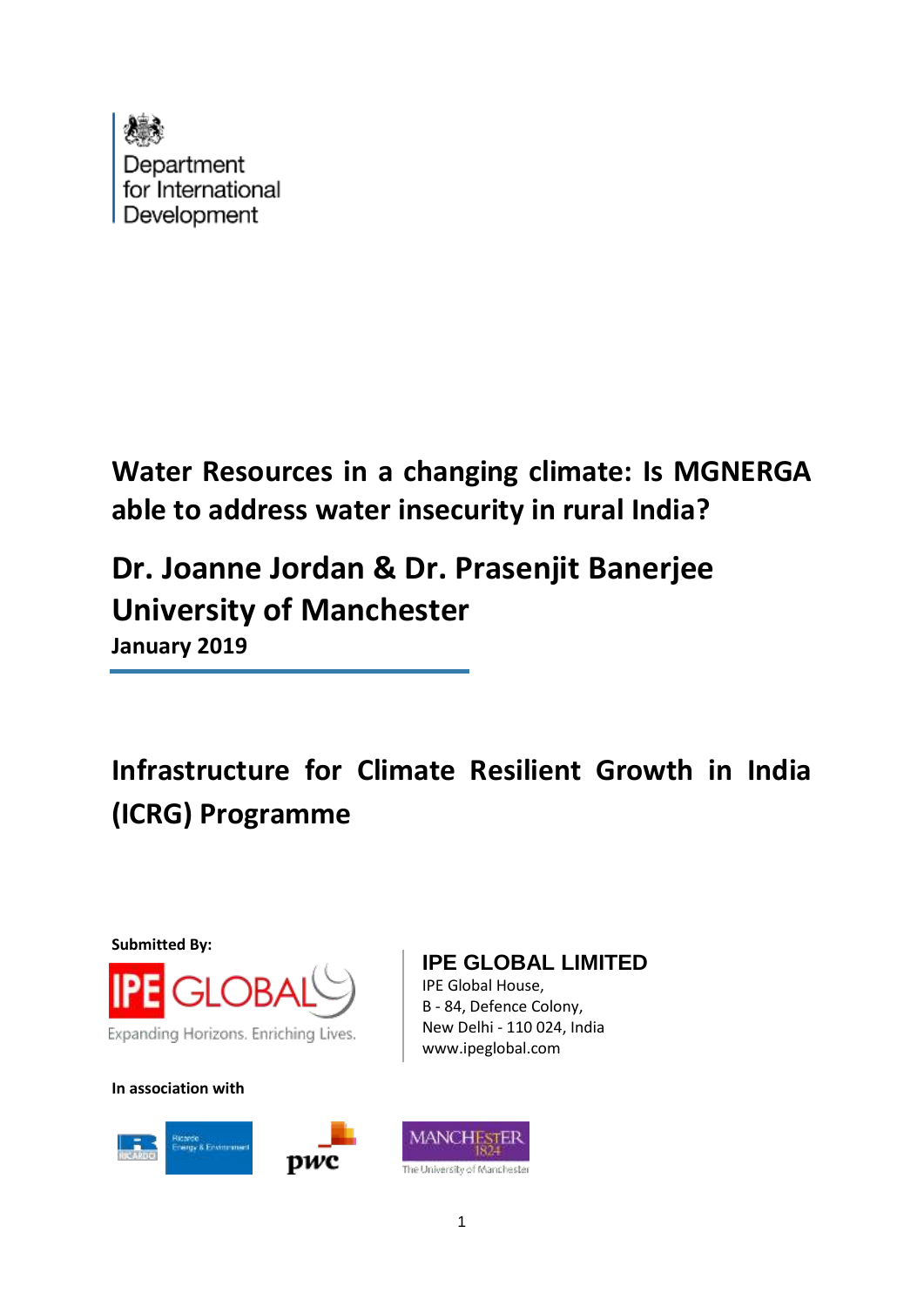Department for International Development

# Water Resources in a changing climate: Is MGNERGA able to address water insecurity in rural India?

## Dr. Joanne Jordan & Dr. Prasenjit Banerjee
## University of Manchester

**January 2019**

# Infrastructure for Climate Resilient Growth in India (ICRG) Programme

**Submitted By:**

IPE GLOBAL

Expanding Horizons. Enriching Lives.

**IPE GLOBAL LIMITED**
IPE Global House,
B - 84, Defence Colony,
New Delhi - 110 024, India
www.ipeglobal.com

**In association with**

Ricardo Energy & Environment

pwc

MANCHESTER 1824 The University of Manchester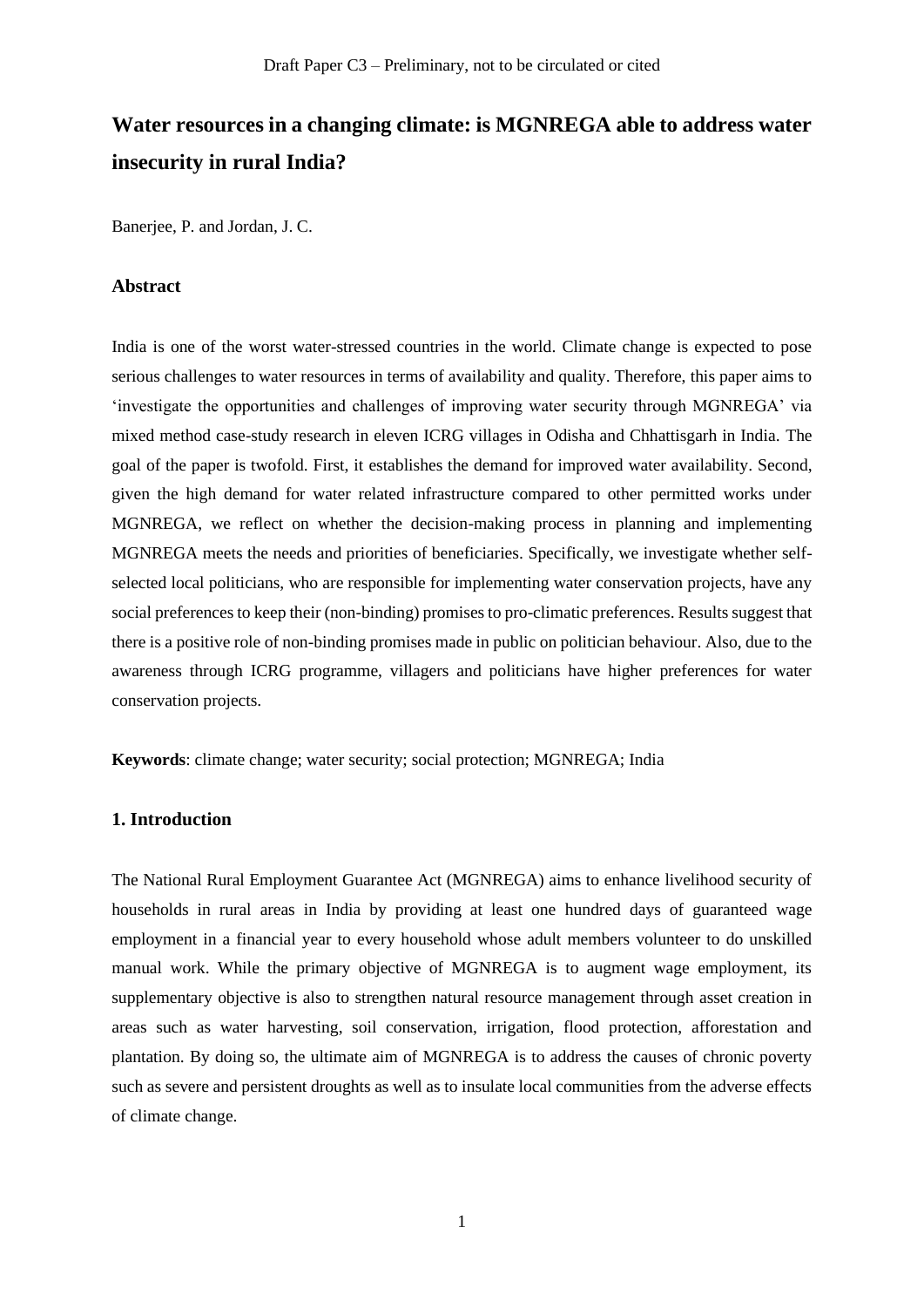# Water resources in a changing climate: is MGNREGA able to address water insecurity in rural India?

Banerjee, P. and Jordan, J. C.

## Abstract

India is one of the worst water-stressed countries in the world. Climate change is expected to pose serious challenges to water resources in terms of availability and quality. Therefore, this paper aims to 'investigate the opportunities and challenges of improving water security through MGNREGA' via mixed method case-study research in eleven ICRG villages in Odisha and Chhattisgarh in India. The goal of the paper is twofold. First, it establishes the demand for improved water availability. Second, given the high demand for water related infrastructure compared to other permitted works under MGNREGA, we reflect on whether the decision-making process in planning and implementing MGNREGA meets the needs and priorities of beneficiaries. Specifically, we investigate whether self-selected local politicians, who are responsible for implementing water conservation projects, have any social preferences to keep their (non-binding) promises to pro-climatic preferences. Results suggest that there is a positive role of non-binding promises made in public on politician behaviour. Also, due to the awareness through ICRG programme, villagers and politicians have higher preferences for water conservation projects.

**Keywords**: climate change; water security; social protection; MGNREGA; India

## 1. Introduction

The National Rural Employment Guarantee Act (MGNREGA) aims to enhance livelihood security of households in rural areas in India by providing at least one hundred days of guaranteed wage employment in a financial year to every household whose adult members volunteer to do unskilled manual work. While the primary objective of MGNREGA is to augment wage employment, its supplementary objective is also to strengthen natural resource management through asset creation in areas such as water harvesting, soil conservation, irrigation, flood protection, afforestation and plantation. By doing so, the ultimate aim of MGNREGA is to address the causes of chronic poverty such as severe and persistent droughts as well as to insulate local communities from the adverse effects of climate change.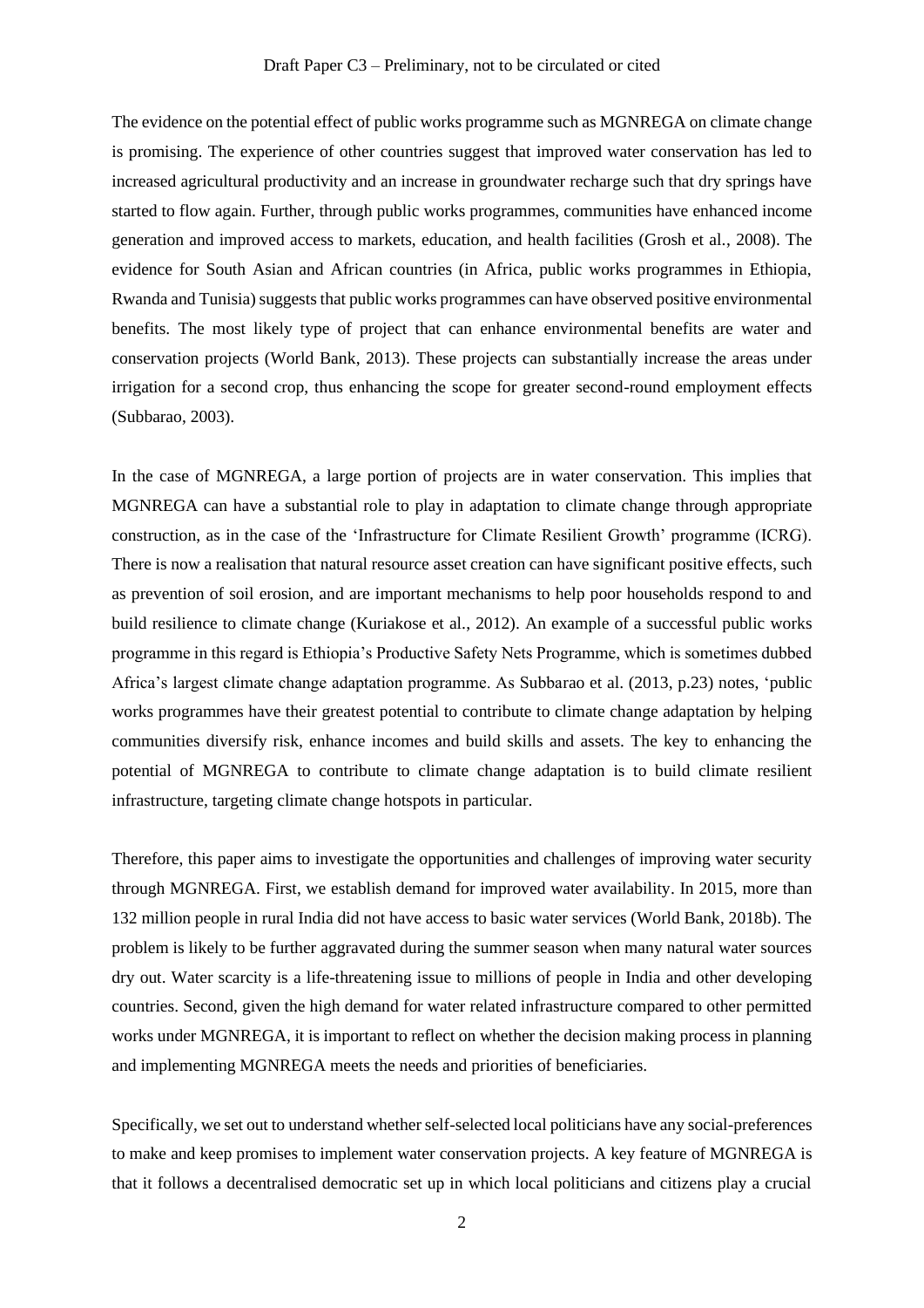The evidence on the potential effect of public works programme such as MGNREGA on climate change is promising. The experience of other countries suggest that improved water conservation has led to increased agricultural productivity and an increase in groundwater recharge such that dry springs have started to flow again. Further, through public works programmes, communities have enhanced income generation and improved access to markets, education, and health facilities (Grosh et al., 2008). The evidence for South Asian and African countries (in Africa, public works programmes in Ethiopia, Rwanda and Tunisia) suggests that public works programmes can have observed positive environmental benefits. The most likely type of project that can enhance environmental benefits are water and conservation projects (World Bank, 2013). These projects can substantially increase the areas under irrigation for a second crop, thus enhancing the scope for greater second-round employment effects (Subbarao, 2003).

In the case of MGNREGA, a large portion of projects are in water conservation. This implies that MGNREGA can have a substantial role to play in adaptation to climate change through appropriate construction, as in the case of the 'Infrastructure for Climate Resilient Growth' programme (ICRG). There is now a realisation that natural resource asset creation can have significant positive effects, such as prevention of soil erosion, and are important mechanisms to help poor households respond to and build resilience to climate change (Kuriakose et al., 2012). An example of a successful public works programme in this regard is Ethiopia's Productive Safety Nets Programme, which is sometimes dubbed Africa's largest climate change adaptation programme. As Subbarao et al. (2013, p.23) notes, 'public works programmes have their greatest potential to contribute to climate change adaptation by helping communities diversify risk, enhance incomes and build skills and assets. The key to enhancing the potential of MGNREGA to contribute to climate change adaptation is to build climate resilient infrastructure, targeting climate change hotspots in particular.

Therefore, this paper aims to investigate the opportunities and challenges of improving water security through MGNREGA. First, we establish demand for improved water availability. In 2015, more than 132 million people in rural India did not have access to basic water services (World Bank, 2018b). The problem is likely to be further aggravated during the summer season when many natural water sources dry out. Water scarcity is a life-threatening issue to millions of people in India and other developing countries. Second, given the high demand for water related infrastructure compared to other permitted works under MGNREGA, it is important to reflect on whether the decision making process in planning and implementing MGNREGA meets the needs and priorities of beneficiaries.

Specifically, we set out to understand whether self-selected local politicians have any social-preferences to make and keep promises to implement water conservation projects. A key feature of MGNREGA is that it follows a decentralised democratic set up in which local politicians and citizens play a crucial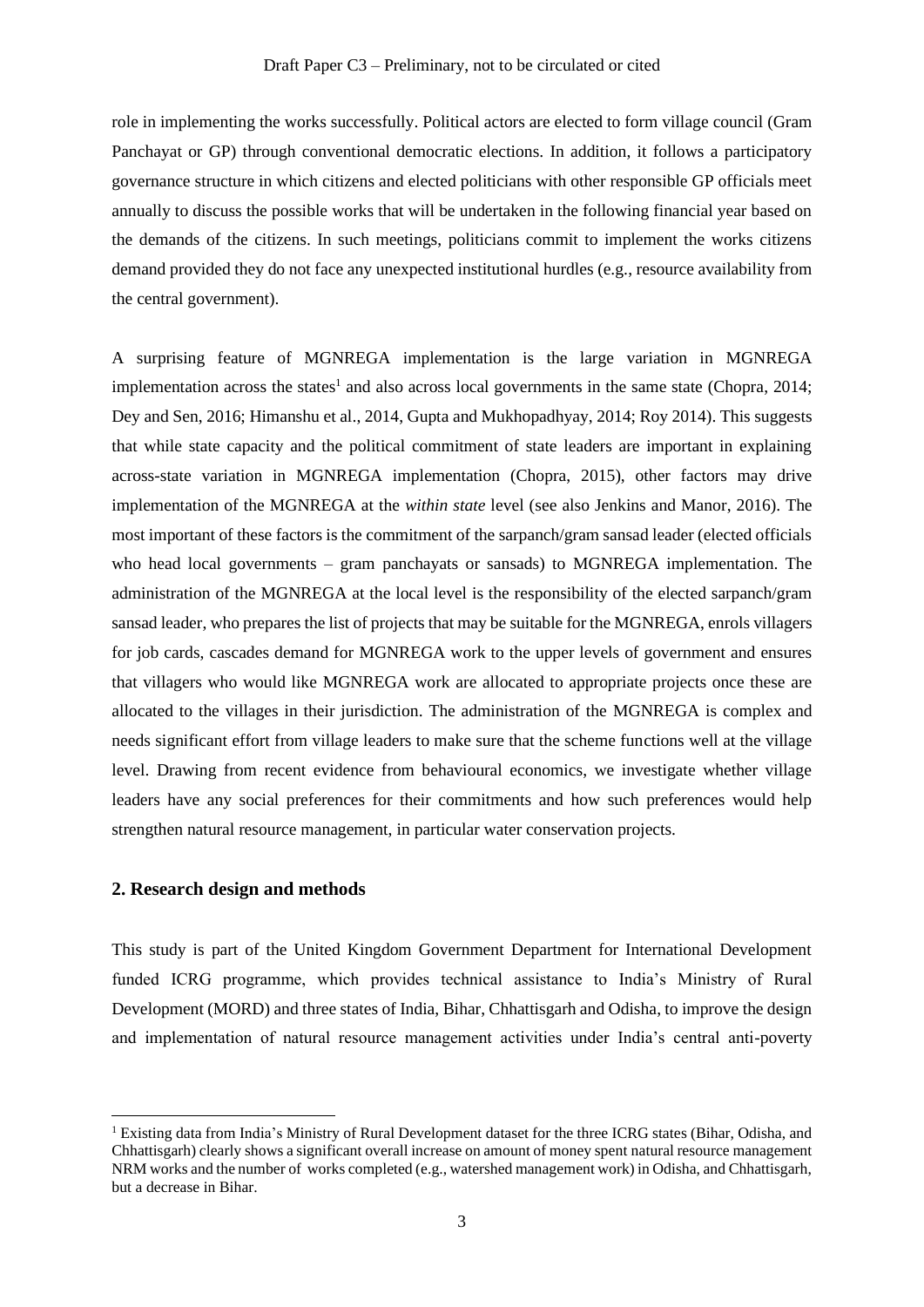role in implementing the works successfully. Political actors are elected to form village council (Gram Panchayat or GP) through conventional democratic elections. In addition, it follows a participatory governance structure in which citizens and elected politicians with other responsible GP officials meet annually to discuss the possible works that will be undertaken in the following financial year based on the demands of the citizens. In such meetings, politicians commit to implement the works citizens demand provided they do not face any unexpected institutional hurdles (e.g., resource availability from the central government).

A surprising feature of MGNREGA implementation is the large variation in MGNREGA implementation across the states[1] and also across local governments in the same state (Chopra, 2014; Dey and Sen, 2016; Himanshu et al., 2014, Gupta and Mukhopadhyay, 2014; Roy 2014). This suggests that while state capacity and the political commitment of state leaders are important in explaining across-state variation in MGNREGA implementation (Chopra, 2015), other factors may drive implementation of the MGNREGA at the *within state* level (see also Jenkins and Manor, 2016). The most important of these factors is the commitment of the sarpanch/gram sansad leader (elected officials who head local governments – gram panchayats or sansads) to MGNREGA implementation. The administration of the MGNREGA at the local level is the responsibility of the elected sarpanch/gram sansad leader, who prepares the list of projects that may be suitable for the MGNREGA, enrols villagers for job cards, cascades demand for MGNREGA work to the upper levels of government and ensures that villagers who would like MGNREGA work are allocated to appropriate projects once these are allocated to the villages in their jurisdiction. The administration of the MGNREGA is complex and needs significant effort from village leaders to make sure that the scheme functions well at the village level. Drawing from recent evidence from behavioural economics, we investigate whether village leaders have any social preferences for their commitments and how such preferences would help strengthen natural resource management, in particular water conservation projects.

## 2. Research design and methods

This study is part of the United Kingdom Government Department for International Development funded ICRG programme, which provides technical assistance to India's Ministry of Rural Development (MORD) and three states of India, Bihar, Chhattisgarh and Odisha, to improve the design and implementation of natural resource management activities under India's central anti-poverty

---

[1] Existing data from India's Ministry of Rural Development dataset for the three ICRG states (Bihar, Odisha, and Chhattisgarh) clearly shows a significant overall increase on amount of money spent natural resource management NRM works and the number of works completed (e.g., watershed management work) in Odisha, and Chhattisgarh, but a decrease in Bihar.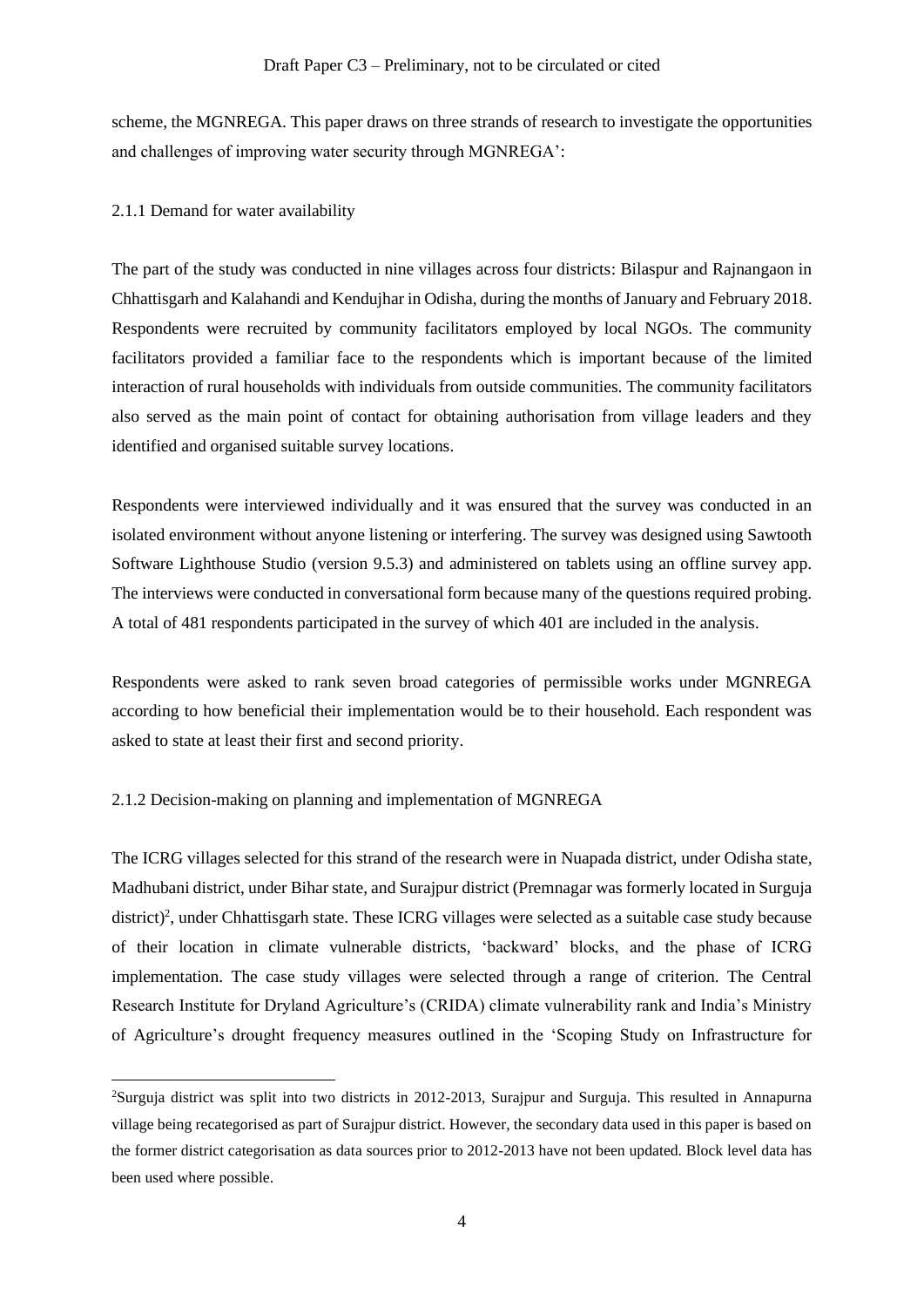scheme, the MGNREGA. This paper draws on three strands of research to investigate the opportunities and challenges of improving water security through MGNREGA':

### 2.1.1 Demand for water availability

The part of the study was conducted in nine villages across four districts: Bilaspur and Rajnangaon in Chhattisgarh and Kalahandi and Kendujhar in Odisha, during the months of January and February 2018. Respondents were recruited by community facilitators employed by local NGOs. The community facilitators provided a familiar face to the respondents which is important because of the limited interaction of rural households with individuals from outside communities. The community facilitators also served as the main point of contact for obtaining authorisation from village leaders and they identified and organised suitable survey locations.

Respondents were interviewed individually and it was ensured that the survey was conducted in an isolated environment without anyone listening or interfering. The survey was designed using Sawtooth Software Lighthouse Studio (version 9.5.3) and administered on tablets using an offline survey app. The interviews were conducted in conversational form because many of the questions required probing. A total of 481 respondents participated in the survey of which 401 are included in the analysis.

Respondents were asked to rank seven broad categories of permissible works under MGNREGA according to how beneficial their implementation would be to their household. Each respondent was asked to state at least their first and second priority.

### 2.1.2 Decision-making on planning and implementation of MGNREGA

The ICRG villages selected for this strand of the research were in Nuapada district, under Odisha state, Madhubani district, under Bihar state, and Surajpur district (Premnagar was formerly located in Surguja district)[2], under Chhattisgarh state. These ICRG villages were selected as a suitable case study because of their location in climate vulnerable districts, 'backward' blocks, and the phase of ICRG implementation. The case study villages were selected through a range of criterion. The Central Research Institute for Dryland Agriculture's (CRIDA) climate vulnerability rank and India's Ministry of Agriculture's drought frequency measures outlined in the 'Scoping Study on Infrastructure for

---

[2]Surguja district was split into two districts in 2012-2013, Surajpur and Surguja. This resulted in Annapurna village being recategorised as part of Surajpur district. However, the secondary data used in this paper is based on the former district categorisation as data sources prior to 2012-2013 have not been updated. Block level data has been used where possible.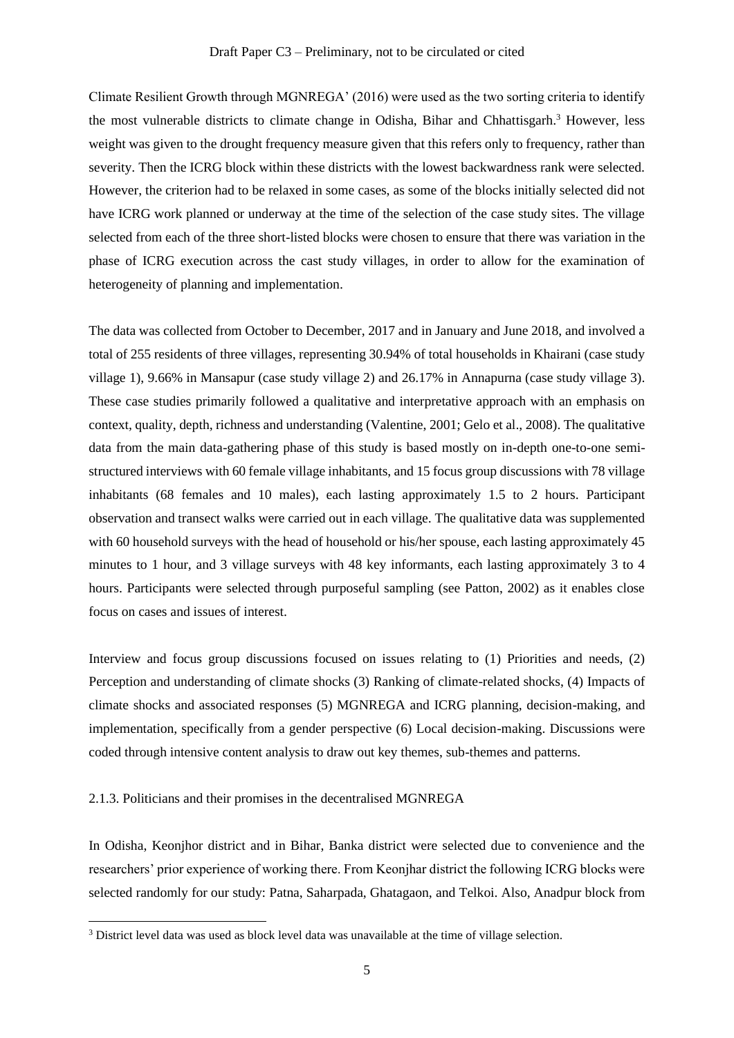Climate Resilient Growth through MGNREGA' (2016) were used as the two sorting criteria to identify the most vulnerable districts to climate change in Odisha, Bihar and Chhattisgarh.[3] However, less weight was given to the drought frequency measure given that this refers only to frequency, rather than severity. Then the ICRG block within these districts with the lowest backwardness rank were selected. However, the criterion had to be relaxed in some cases, as some of the blocks initially selected did not have ICRG work planned or underway at the time of the selection of the case study sites. The village selected from each of the three short-listed blocks were chosen to ensure that there was variation in the phase of ICRG execution across the cast study villages, in order to allow for the examination of heterogeneity of planning and implementation.

The data was collected from October to December, 2017 and in January and June 2018, and involved a total of 255 residents of three villages, representing 30.94% of total households in Khairani (case study village 1), 9.66% in Mansapur (case study village 2) and 26.17% in Annapurna (case study village 3). These case studies primarily followed a qualitative and interpretative approach with an emphasis on context, quality, depth, richness and understanding (Valentine, 2001; Gelo et al., 2008). The qualitative data from the main data-gathering phase of this study is based mostly on in-depth one-to-one semi-structured interviews with 60 female village inhabitants, and 15 focus group discussions with 78 village inhabitants (68 females and 10 males), each lasting approximately 1.5 to 2 hours. Participant observation and transect walks were carried out in each village. The qualitative data was supplemented with 60 household surveys with the head of household or his/her spouse, each lasting approximately 45 minutes to 1 hour, and 3 village surveys with 48 key informants, each lasting approximately 3 to 4 hours. Participants were selected through purposeful sampling (see Patton, 2002) as it enables close focus on cases and issues of interest.

Interview and focus group discussions focused on issues relating to (1) Priorities and needs, (2) Perception and understanding of climate shocks (3) Ranking of climate-related shocks, (4) Impacts of climate shocks and associated responses (5) MGNREGA and ICRG planning, decision-making, and implementation, specifically from a gender perspective (6) Local decision-making. Discussions were coded through intensive content analysis to draw out key themes, sub-themes and patterns.

### 2.1.3. Politicians and their promises in the decentralised MGNREGA

In Odisha, Keonjhor district and in Bihar, Banka district were selected due to convenience and the researchers' prior experience of working there. From Keonjhar district the following ICRG blocks were selected randomly for our study: Patna, Saharpada, Ghatagaon, and Telkoi. Also, Anadpur block from

[3] District level data was used as block level data was unavailable at the time of village selection.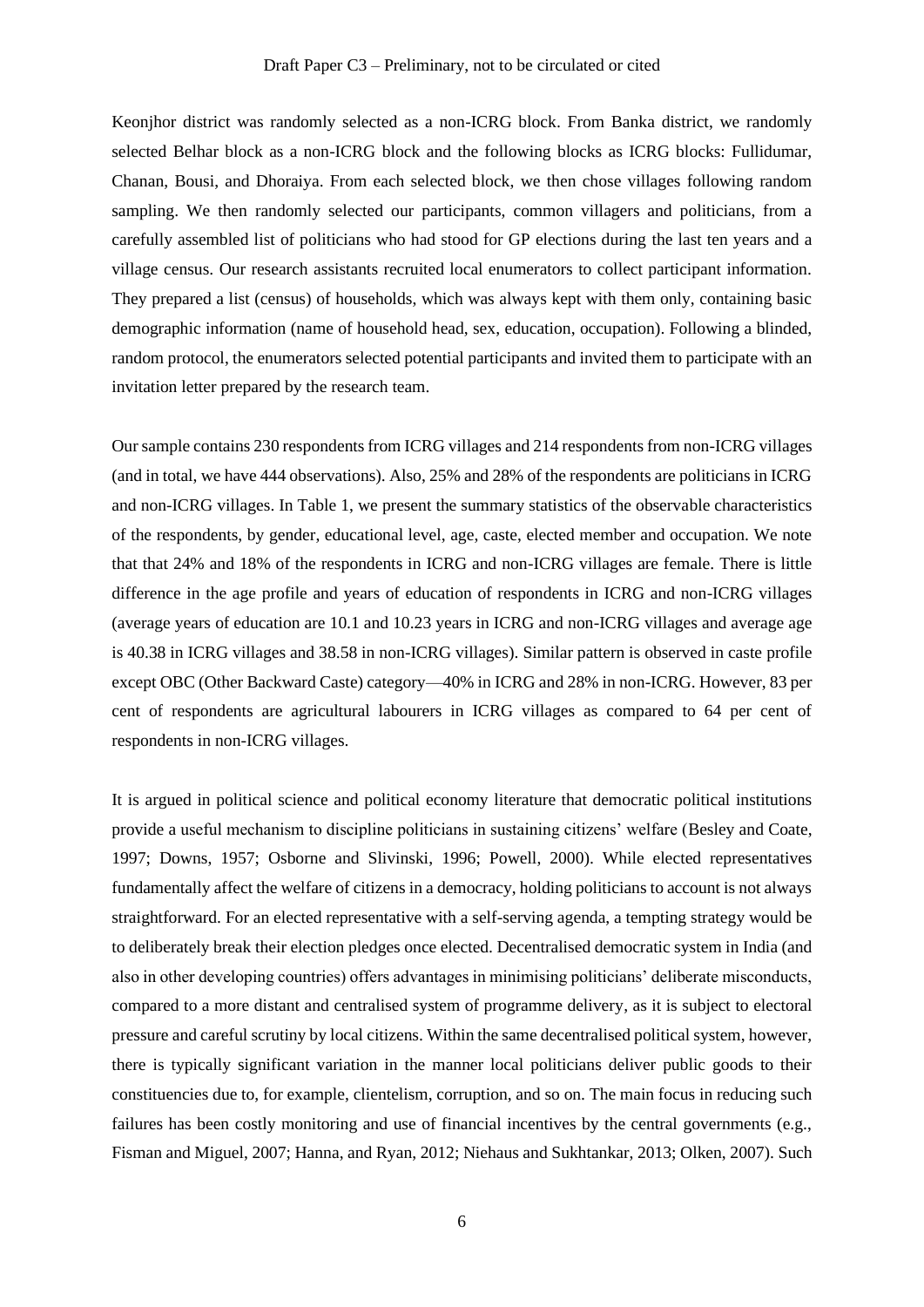Keonjhor district was randomly selected as a non-ICRG block. From Banka district, we randomly selected Belhar block as a non-ICRG block and the following blocks as ICRG blocks: Fullidumar, Chanan, Bousi, and Dhoraiya. From each selected block, we then chose villages following random sampling. We then randomly selected our participants, common villagers and politicians, from a carefully assembled list of politicians who had stood for GP elections during the last ten years and a village census. Our research assistants recruited local enumerators to collect participant information. They prepared a list (census) of households, which was always kept with them only, containing basic demographic information (name of household head, sex, education, occupation). Following a blinded, random protocol, the enumerators selected potential participants and invited them to participate with an invitation letter prepared by the research team.

Our sample contains 230 respondents from ICRG villages and 214 respondents from non-ICRG villages (and in total, we have 444 observations). Also, 25% and 28% of the respondents are politicians in ICRG and non-ICRG villages. In Table 1, we present the summary statistics of the observable characteristics of the respondents, by gender, educational level, age, caste, elected member and occupation. We note that that 24% and 18% of the respondents in ICRG and non-ICRG villages are female. There is little difference in the age profile and years of education of respondents in ICRG and non-ICRG villages (average years of education are 10.1 and 10.23 years in ICRG and non-ICRG villages and average age is 40.38 in ICRG villages and 38.58 in non-ICRG villages). Similar pattern is observed in caste profile except OBC (Other Backward Caste) category—40% in ICRG and 28% in non-ICRG. However, 83 per cent of respondents are agricultural labourers in ICRG villages as compared to 64 per cent of respondents in non-ICRG villages.

It is argued in political science and political economy literature that democratic political institutions provide a useful mechanism to discipline politicians in sustaining citizens' welfare (Besley and Coate, 1997; Downs, 1957; Osborne and Slivinski, 1996; Powell, 2000). While elected representatives fundamentally affect the welfare of citizens in a democracy, holding politicians to account is not always straightforward. For an elected representative with a self-serving agenda, a tempting strategy would be to deliberately break their election pledges once elected. Decentralised democratic system in India (and also in other developing countries) offers advantages in minimising politicians' deliberate misconducts, compared to a more distant and centralised system of programme delivery, as it is subject to electoral pressure and careful scrutiny by local citizens. Within the same decentralised political system, however, there is typically significant variation in the manner local politicians deliver public goods to their constituencies due to, for example, clientelism, corruption, and so on. The main focus in reducing such failures has been costly monitoring and use of financial incentives by the central governments (e.g., Fisman and Miguel, 2007; Hanna, and Ryan, 2012; Niehaus and Sukhtankar, 2013; Olken, 2007). Such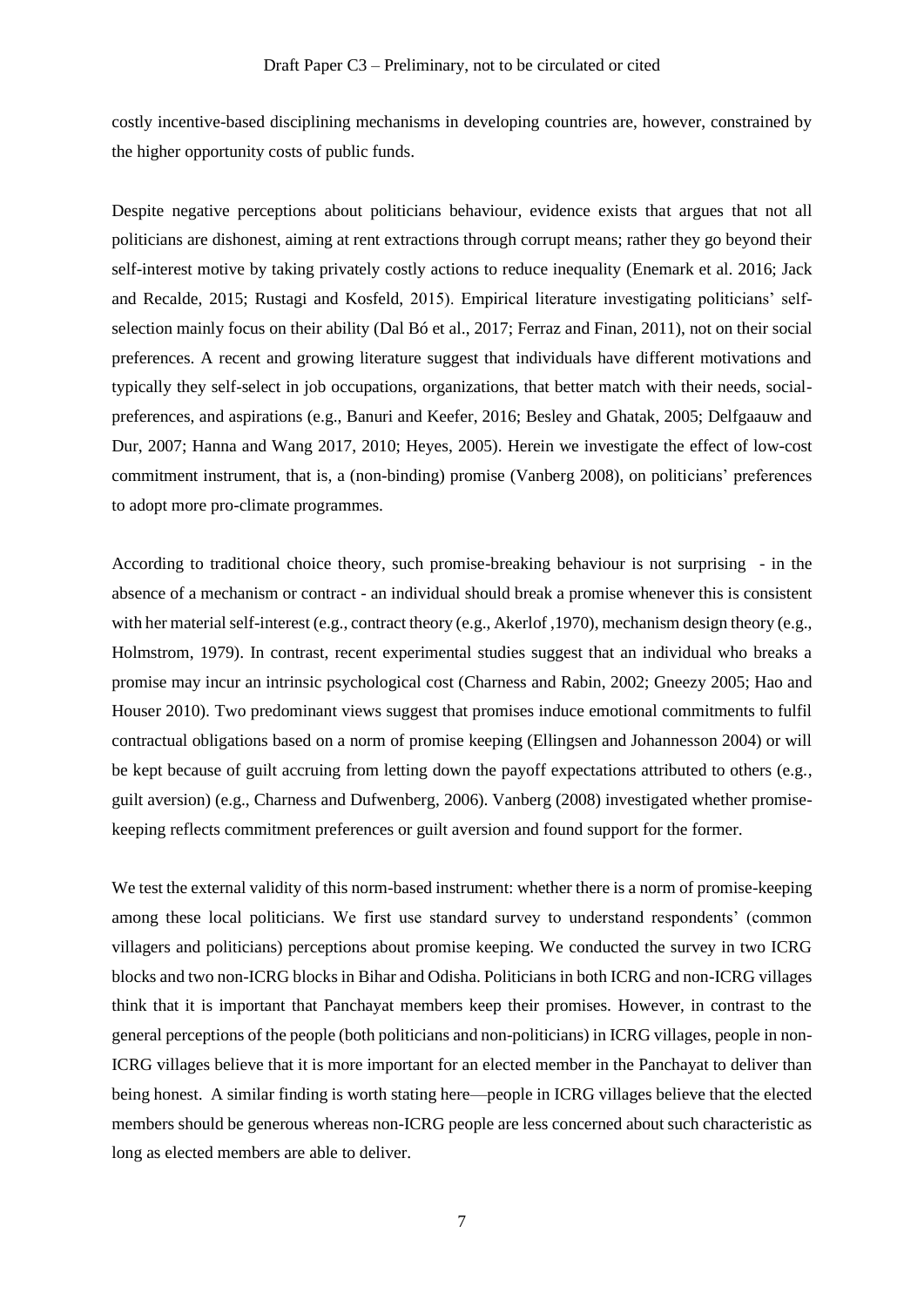costly incentive-based disciplining mechanisms in developing countries are, however, constrained by the higher opportunity costs of public funds.

Despite negative perceptions about politicians behaviour, evidence exists that argues that not all politicians are dishonest, aiming at rent extractions through corrupt means; rather they go beyond their self-interest motive by taking privately costly actions to reduce inequality (Enemark et al. 2016; Jack and Recalde, 2015; Rustagi and Kosfeld, 2015). Empirical literature investigating politicians' self-selection mainly focus on their ability (Dal Bó et al., 2017; Ferraz and Finan, 2011), not on their social preferences. A recent and growing literature suggest that individuals have different motivations and typically they self-select in job occupations, organizations, that better match with their needs, social-preferences, and aspirations (e.g., Banuri and Keefer, 2016; Besley and Ghatak, 2005; Delfgaauw and Dur, 2007; Hanna and Wang 2017, 2010; Heyes, 2005). Herein we investigate the effect of low-cost commitment instrument, that is, a (non-binding) promise (Vanberg 2008), on politicians' preferences to adopt more pro-climate programmes.

According to traditional choice theory, such promise-breaking behaviour is not surprising - in the absence of a mechanism or contract - an individual should break a promise whenever this is consistent with her material self-interest (e.g., contract theory (e.g., Akerlof ,1970), mechanism design theory (e.g., Holmstrom, 1979). In contrast, recent experimental studies suggest that an individual who breaks a promise may incur an intrinsic psychological cost (Charness and Rabin, 2002; Gneezy 2005; Hao and Houser 2010). Two predominant views suggest that promises induce emotional commitments to fulfil contractual obligations based on a norm of promise keeping (Ellingsen and Johannesson 2004) or will be kept because of guilt accruing from letting down the payoff expectations attributed to others (e.g., guilt aversion) (e.g., Charness and Dufwenberg, 2006). Vanberg (2008) investigated whether promise-keeping reflects commitment preferences or guilt aversion and found support for the former.

We test the external validity of this norm-based instrument: whether there is a norm of promise-keeping among these local politicians. We first use standard survey to understand respondents' (common villagers and politicians) perceptions about promise keeping. We conducted the survey in two ICRG blocks and two non-ICRG blocks in Bihar and Odisha. Politicians in both ICRG and non-ICRG villages think that it is important that Panchayat members keep their promises. However, in contrast to the general perceptions of the people (both politicians and non-politicians) in ICRG villages, people in non-ICRG villages believe that it is more important for an elected member in the Panchayat to deliver than being honest. A similar finding is worth stating here—people in ICRG villages believe that the elected members should be generous whereas non-ICRG people are less concerned about such characteristic as long as elected members are able to deliver.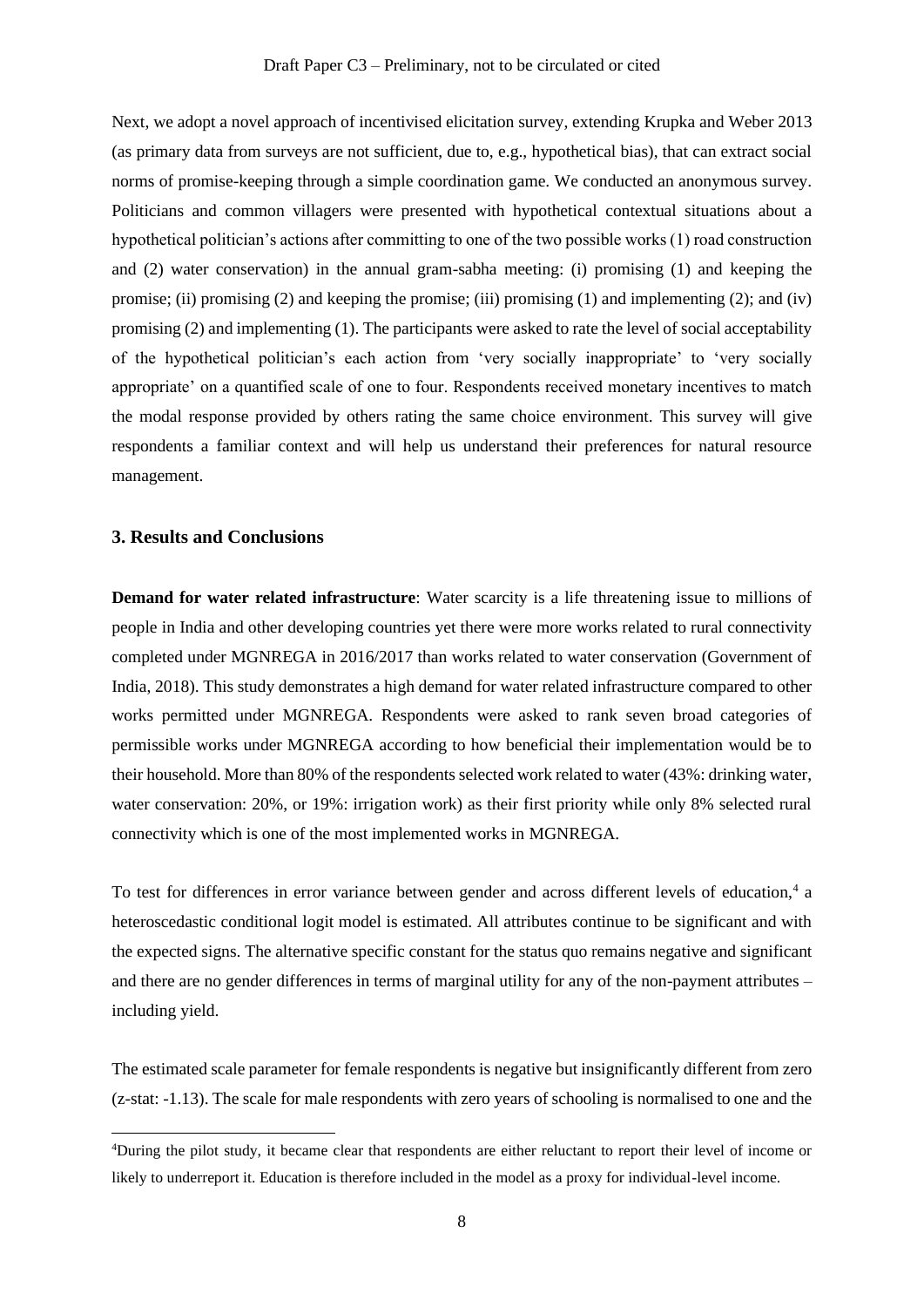Next, we adopt a novel approach of incentivised elicitation survey, extending Krupka and Weber 2013 (as primary data from surveys are not sufficient, due to, e.g., hypothetical bias), that can extract social norms of promise-keeping through a simple coordination game. We conducted an anonymous survey. Politicians and common villagers were presented with hypothetical contextual situations about a hypothetical politician's actions after committing to one of the two possible works (1) road construction and (2) water conservation) in the annual gram-sabha meeting: (i) promising (1) and keeping the promise; (ii) promising (2) and keeping the promise; (iii) promising (1) and implementing (2); and (iv) promising (2) and implementing (1). The participants were asked to rate the level of social acceptability of the hypothetical politician's each action from 'very socially inappropriate' to 'very socially appropriate' on a quantified scale of one to four. Respondents received monetary incentives to match the modal response provided by others rating the same choice environment. This survey will give respondents a familiar context and will help us understand their preferences for natural resource management.

### 3. Results and Conclusions

**Demand for water related infrastructure**: Water scarcity is a life threatening issue to millions of people in India and other developing countries yet there were more works related to rural connectivity completed under MGNREGA in 2016/2017 than works related to water conservation (Government of India, 2018). This study demonstrates a high demand for water related infrastructure compared to other works permitted under MGNREGA. Respondents were asked to rank seven broad categories of permissible works under MGNREGA according to how beneficial their implementation would be to their household. More than 80% of the respondents selected work related to water (43%: drinking water, water conservation: 20%, or 19%: irrigation work) as their first priority while only 8% selected rural connectivity which is one of the most implemented works in MGNREGA.

To test for differences in error variance between gender and across different levels of education,[4] a heteroscedastic conditional logit model is estimated. All attributes continue to be significant and with the expected signs. The alternative specific constant for the status quo remains negative and significant and there are no gender differences in terms of marginal utility for any of the non-payment attributes – including yield.

The estimated scale parameter for female respondents is negative but insignificantly different from zero (z-stat: -1.13). The scale for male respondents with zero years of schooling is normalised to one and the

[4]During the pilot study, it became clear that respondents are either reluctant to report their level of income or likely to underreport it. Education is therefore included in the model as a proxy for individual-level income.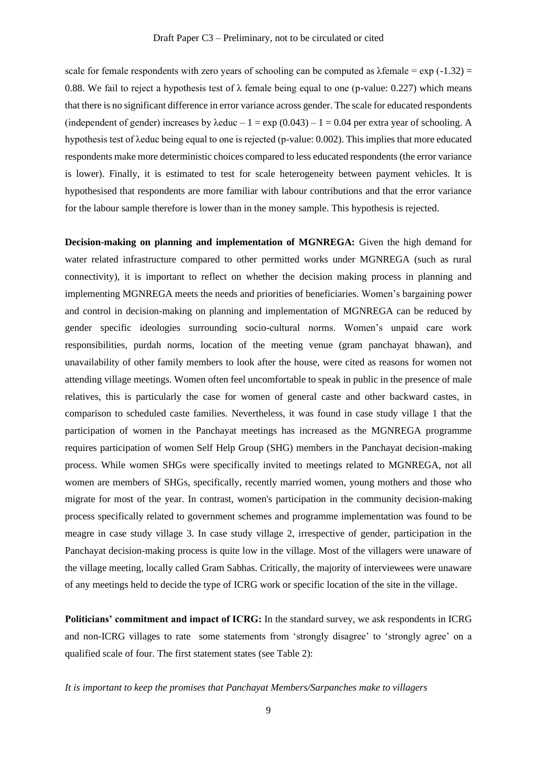scale for female respondents with zero years of schooling can be computed as $\lambda_{female} = \exp(-1.32) = 0.88$. We fail to reject a hypothesis test of $\lambda$ female being equal to one (p-value: 0.227) which means that there is no significant difference in error variance across gender. The scale for educated respondents (independent of gender) increases by $\lambda_{educ} - 1 = \exp(0.043) - 1 = 0.04$ per extra year of schooling. A hypothesis test of $\lambda_{educ}$ being equal to one is rejected (p-value: 0.002). This implies that more educated respondents make more deterministic choices compared to less educated respondents (the error variance is lower). Finally, it is estimated to test for scale heterogeneity between payment vehicles. It is hypothesised that respondents are more familiar with labour contributions and that the error variance for the labour sample therefore is lower than in the money sample. This hypothesis is rejected.

**Decision-making on planning and implementation of MGNREGA:** Given the high demand for water related infrastructure compared to other permitted works under MGNREGA (such as rural connectivity), it is important to reflect on whether the decision making process in planning and implementing MGNREGA meets the needs and priorities of beneficiaries. Women's bargaining power and control in decision-making on planning and implementation of MGNREGA can be reduced by gender specific ideologies surrounding socio-cultural norms. Women's unpaid care work responsibilities, purdah norms, location of the meeting venue (gram panchayat bhawan), and unavailability of other family members to look after the house, were cited as reasons for women not attending village meetings. Women often feel uncomfortable to speak in public in the presence of male relatives, this is particularly the case for women of general caste and other backward castes, in comparison to scheduled caste families. Nevertheless, it was found in case study village 1 that the participation of women in the Panchayat meetings has increased as the MGNREGA programme requires participation of women Self Help Group (SHG) members in the Panchayat decision-making process. While women SHGs were specifically invited to meetings related to MGNREGA, not all women are members of SHGs, specifically, recently married women, young mothers and those who migrate for most of the year. In contrast, women's participation in the community decision-making process specifically related to government schemes and programme implementation was found to be meagre in case study village 3. In case study village 2, irrespective of gender, participation in the Panchayat decision-making process is quite low in the village. Most of the villagers were unaware of the village meeting, locally called Gram Sabhas. Critically, the majority of interviewees were unaware of any meetings held to decide the type of ICRG work or specific location of the site in the village.

**Politicians' commitment and impact of ICRG:** In the standard survey, we ask respondents in ICRG and non-ICRG villages to rate some statements from 'strongly disagree' to 'strongly agree' on a qualified scale of four. The first statement states (see Table 2):

*It is important to keep the promises that Panchayat Members/Sarpanches make to villagers*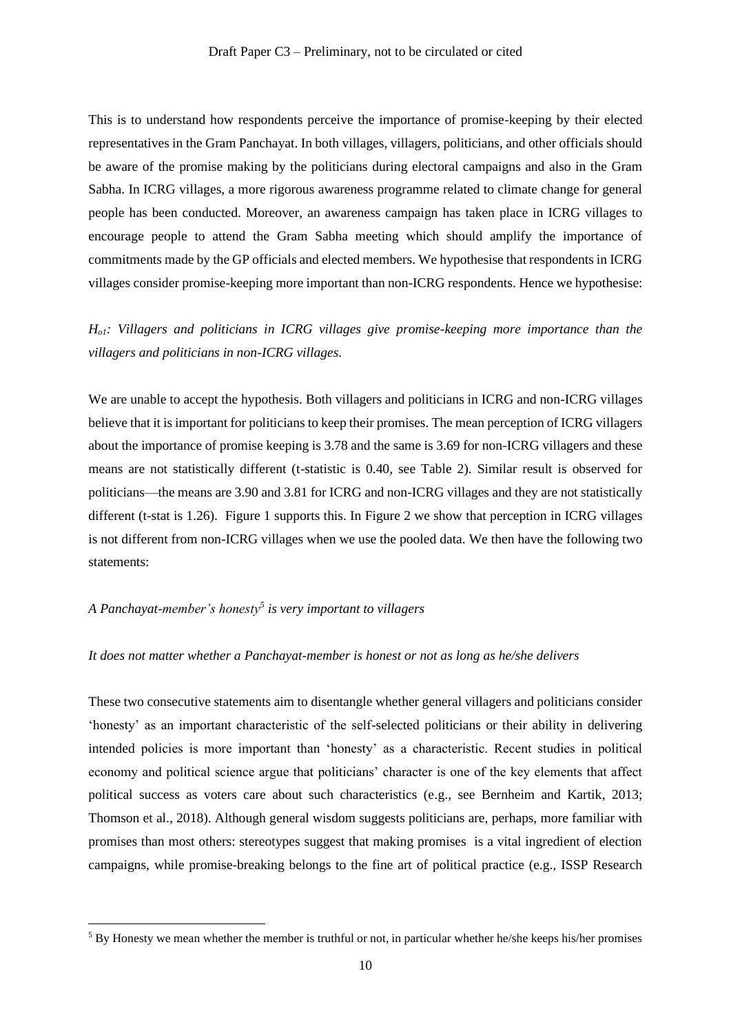This is to understand how respondents perceive the importance of promise-keeping by their elected representatives in the Gram Panchayat. In both villages, villagers, politicians, and other officials should be aware of the promise making by the politicians during electoral campaigns and also in the Gram Sabha. In ICRG villages, a more rigorous awareness programme related to climate change for general people has been conducted. Moreover, an awareness campaign has taken place in ICRG villages to encourage people to attend the Gram Sabha meeting which should amplify the importance of commitments made by the GP officials and elected members. We hypothesise that respondents in ICRG villages consider promise-keeping more important than non-ICRG respondents. Hence we hypothesise:

*$H_{o1}$: Villagers and politicians in ICRG villages give promise-keeping more importance than the villagers and politicians in non-ICRG villages.*

We are unable to accept the hypothesis. Both villagers and politicians in ICRG and non-ICRG villages believe that it is important for politicians to keep their promises. The mean perception of ICRG villagers about the importance of promise keeping is 3.78 and the same is 3.69 for non-ICRG villagers and these means are not statistically different (t-statistic is 0.40, see Table 2). Similar result is observed for politicians—the means are 3.90 and 3.81 for ICRG and non-ICRG villages and they are not statistically different (t-stat is 1.26). Figure 1 supports this. In Figure 2 we show that perception in ICRG villages is not different from non-ICRG villages when we use the pooled data. We then have the following two statements:

*A Panchayat-member's honesty[5] is very important to villagers*

*It does not matter whether a Panchayat-member is honest or not as long as he/she delivers*

These two consecutive statements aim to disentangle whether general villagers and politicians consider 'honesty' as an important characteristic of the self-selected politicians or their ability in delivering intended policies is more important than 'honesty' as a characteristic. Recent studies in political economy and political science argue that politicians' character is one of the key elements that affect political success as voters care about such characteristics (e.g., see Bernheim and Kartik, 2013; Thomson et al., 2018). Although general wisdom suggests politicians are, perhaps, more familiar with promises than most others: stereotypes suggest that making promises is a vital ingredient of election campaigns, while promise-breaking belongs to the fine art of political practice (e.g., ISSP Research

[5] By Honesty we mean whether the member is truthful or not, in particular whether he/she keeps his/her promises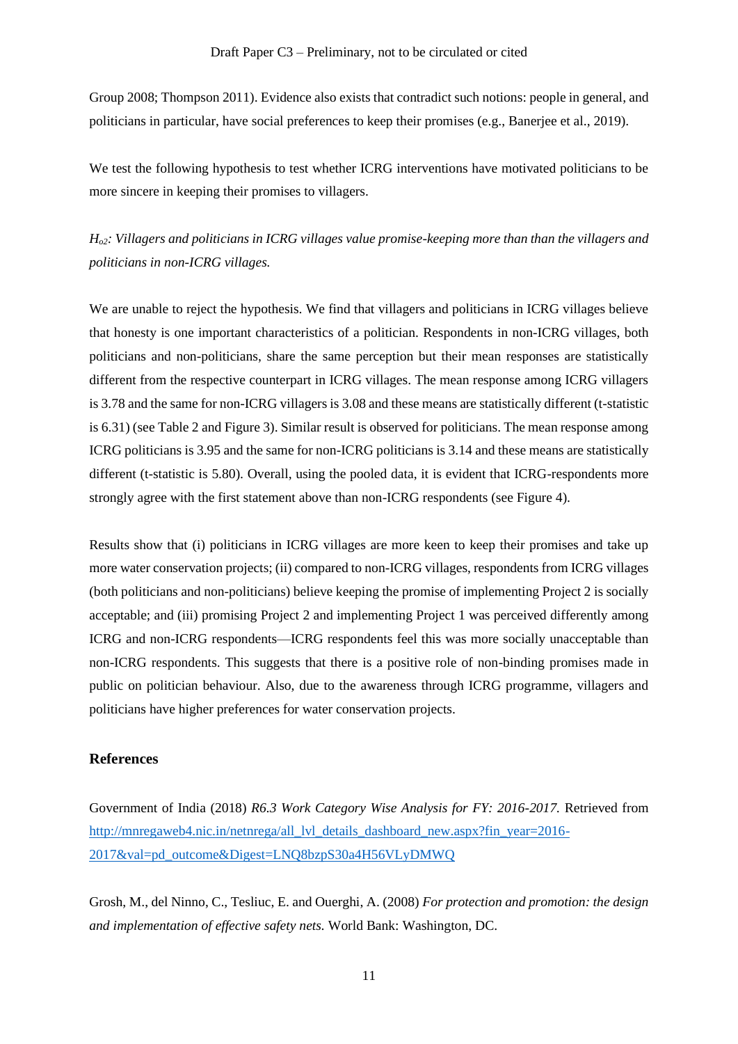Group 2008; Thompson 2011). Evidence also exists that contradict such notions: people in general, and politicians in particular, have social preferences to keep their promises (e.g., Banerjee et al., 2019).

We test the following hypothesis to test whether ICRG interventions have motivated politicians to be more sincere in keeping their promises to villagers.

*$H_{o2}$: Villagers and politicians in ICRG villages value promise-keeping more than than the villagers and politicians in non-ICRG villages.*

We are unable to reject the hypothesis. We find that villagers and politicians in ICRG villages believe that honesty is one important characteristics of a politician. Respondents in non-ICRG villages, both politicians and non-politicians, share the same perception but their mean responses are statistically different from the respective counterpart in ICRG villages. The mean response among ICRG villagers is 3.78 and the same for non-ICRG villagers is 3.08 and these means are statistically different (t-statistic is 6.31) (see Table 2 and Figure 3). Similar result is observed for politicians. The mean response among ICRG politicians is 3.95 and the same for non-ICRG politicians is 3.14 and these means are statistically different (t-statistic is 5.80). Overall, using the pooled data, it is evident that ICRG-respondents more strongly agree with the first statement above than non-ICRG respondents (see Figure 4).

Results show that (i) politicians in ICRG villages are more keen to keep their promises and take up more water conservation projects; (ii) compared to non-ICRG villages, respondents from ICRG villages (both politicians and non-politicians) believe keeping the promise of implementing Project 2 is socially acceptable; and (iii) promising Project 2 and implementing Project 1 was perceived differently among ICRG and non-ICRG respondents—ICRG respondents feel this was more socially unacceptable than non-ICRG respondents. This suggests that there is a positive role of non-binding promises made in public on politician behaviour. Also, due to the awareness through ICRG programme, villagers and politicians have higher preferences for water conservation projects.

## References

Government of India (2018) *R6.3 Work Category Wise Analysis for FY: 2016-2017.* Retrieved from http://mnregaweb4.nic.in/netnrega/all_lvl_details_dashboard_new.aspx?fin_year=2016-2017&val=pd_outcome&Digest=LNQ8bzpS30a4H56VLyDMWQ

Grosh, M., del Ninno, C., Tesliuc, E. and Ouerghi, A. (2008) *For protection and promotion: the design and implementation of effective safety nets.* World Bank: Washington, DC.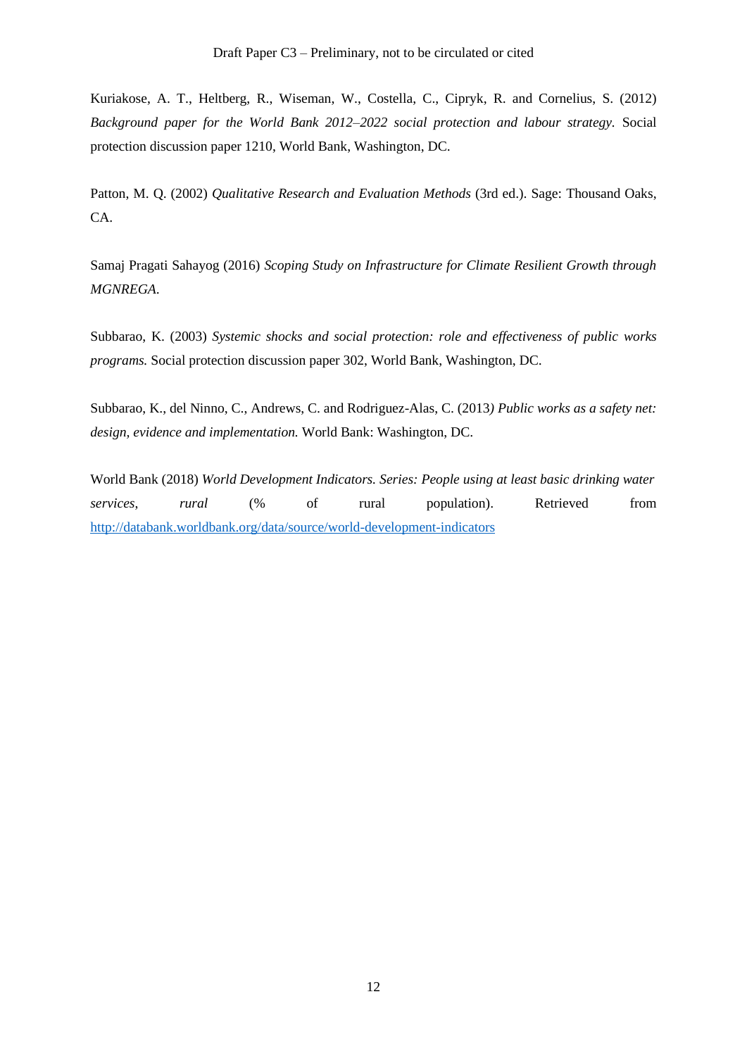Kuriakose, A. T., Heltberg, R., Wiseman, W., Costella, C., Cipryk, R. and Cornelius, S. (2012) *Background paper for the World Bank 2012–2022 social protection and labour strategy.* Social protection discussion paper 1210, World Bank, Washington, DC.

Patton, M. Q. (2002) *Qualitative Research and Evaluation Methods* (3rd ed.). Sage: Thousand Oaks, CA.

Samaj Pragati Sahayog (2016) *Scoping Study on Infrastructure for Climate Resilient Growth through MGNREGA.*

Subbarao, K. (2003) *Systemic shocks and social protection: role and effectiveness of public works programs.* Social protection discussion paper 302, World Bank, Washington, DC.

Subbarao, K., del Ninno, C., Andrews, C. and Rodriguez-Alas, C. (2013*) Public works as a safety net: design, evidence and implementation.* World Bank: Washington, DC.

World Bank (2018) *World Development Indicators. Series: People using at least basic drinking water services, rural* (% of rural population). Retrieved from http://databank.worldbank.org/data/source/world-development-indicators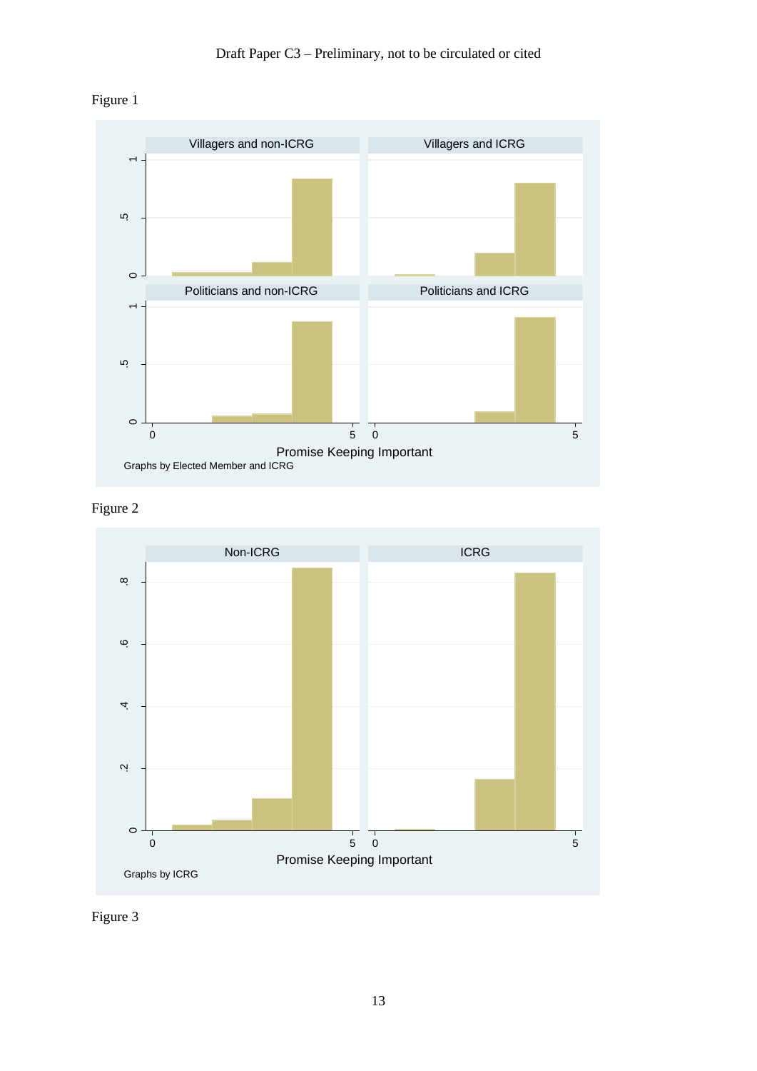Figure 1

Villagers and non-ICRG | Villagers and ICRG | Politicians and non-ICRG | Politicians and ICRG

Promise Keeping Important

Graphs by Elected Member and ICRG

Figure 2

Non-ICRG | ICRG

Promise Keeping Important

Graphs by ICRG

Figure 3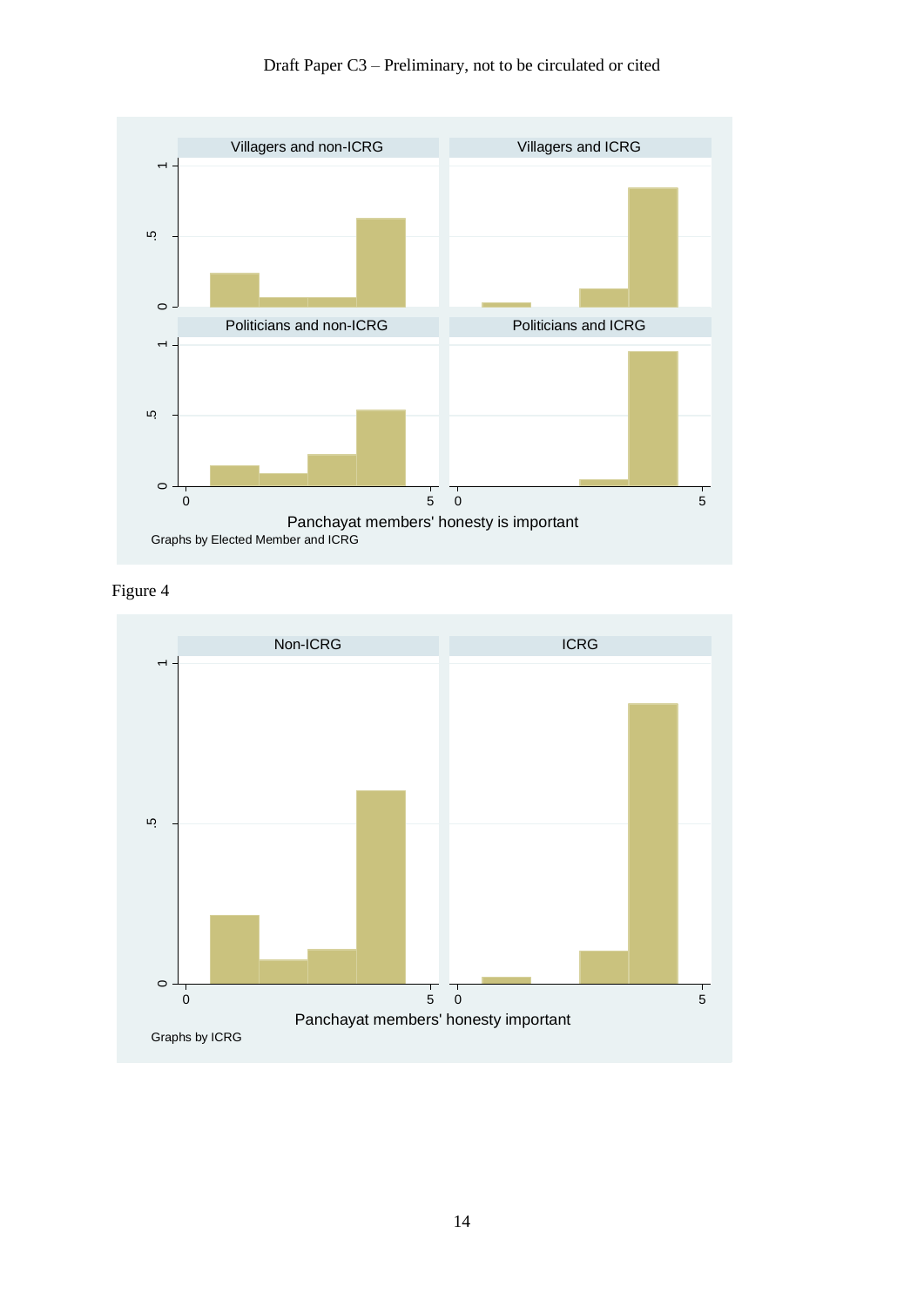Villagers and non-ICRG | Villagers and ICRG

Politicians and non-ICRG | Politicians and ICRG

Panchayat members' honesty is important

Graphs by Elected Member and ICRG

Figure 4

Non-ICRG | ICRG

Panchayat members' honesty important

Graphs by ICRG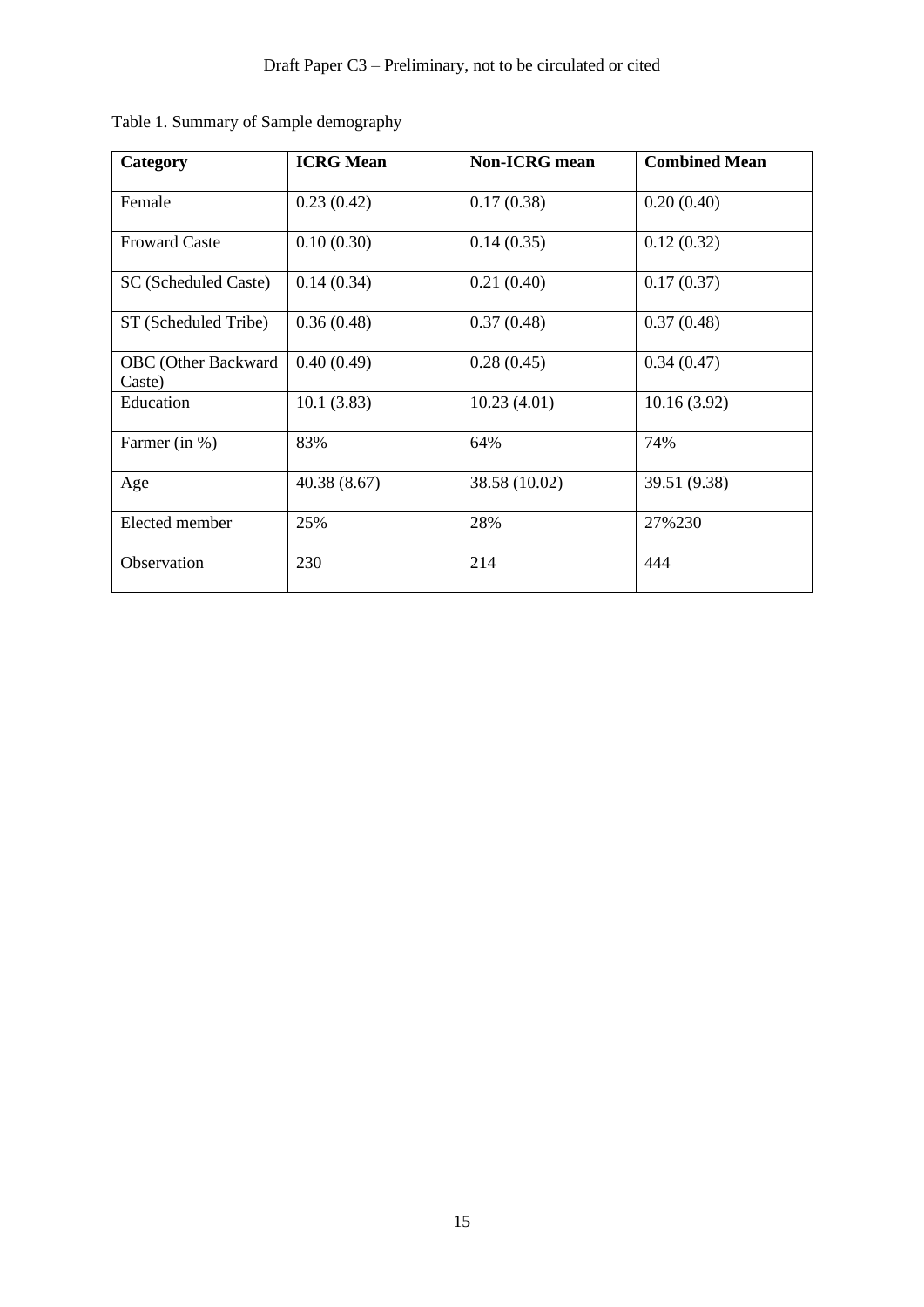Table 1. Summary of Sample demography

| Category | ICRG Mean | Non-ICRG mean | Combined Mean |
|---|---|---|---|
| Female | 0.23 (0.42) | 0.17 (0.38) | 0.20 (0.40) |
| Froward Caste | 0.10 (0.30) | 0.14 (0.35) | 0.12 (0.32) |
| SC (Scheduled Caste) | 0.14 (0.34) | 0.21 (0.40) | 0.17 (0.37) |
| ST (Scheduled Tribe) | 0.36 (0.48) | 0.37 (0.48) | 0.37 (0.48) |
| OBC (Other Backward Caste) | 0.40 (0.49) | 0.28 (0.45) | 0.34 (0.47) |
| Education | 10.1 (3.83) | 10.23 (4.01) | 10.16 (3.92) |
| Farmer (in %) | 83% | 64% | 74% |
| Age | 40.38 (8.67) | 38.58 (10.02) | 39.51 (9.38) |
| Elected member | 25% | 28% | 27%230 |
| Observation | 230 | 214 | 444 |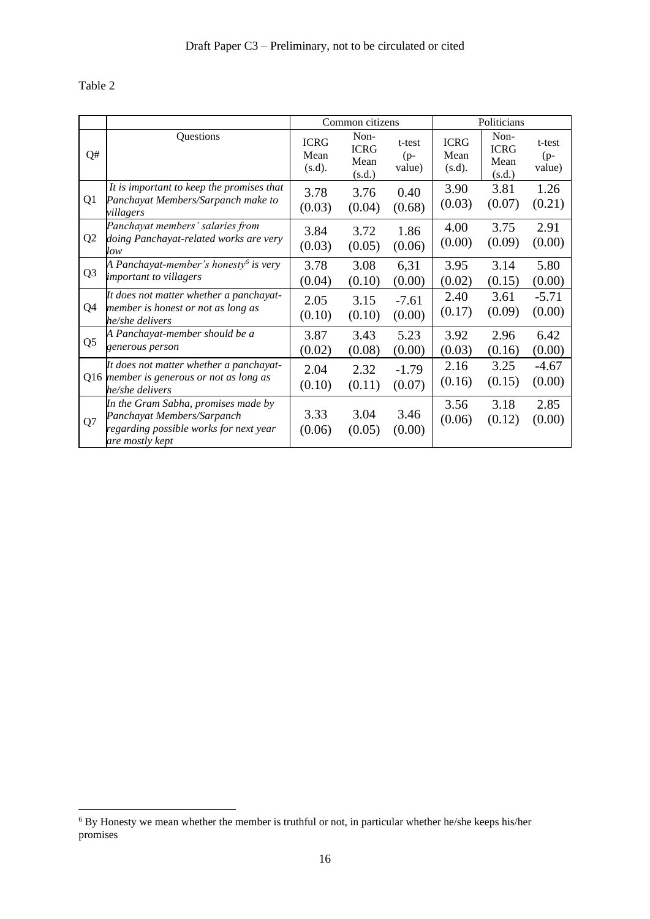Table 2

| Q# | Questions | Common citizens | | | Politicians | | |
|---|---|---|---|---|---|---|---|
| | | ICRG Mean (s.d). | Non-ICRG Mean (s.d.) | t-test (p-value) | ICRG Mean (s.d). | Non-ICRG Mean (s.d.) | t-test (p-value) |
| Q1 | *It is important to keep the promises that Panchayat Members/Sarpanch make to villagers* | 3.78 (0.03) | 3.76 (0.04) | 0.40 (0.68) | 3.90 (0.03) | 3.81 (0.07) | 1.26 (0.21) |
| Q2 | *Panchayat members' salaries from doing Panchayat-related works are very low* | 3.84 (0.03) | 3.72 (0.05) | 1.86 (0.06) | 4.00 (0.00) | 3.75 (0.09) | 2.91 (0.00) |
| Q3 | *A Panchayat-member's honesty[6] is very important to villagers* | 3.78 (0.04) | 3.08 (0.10) | 6,31 (0.00) | 3.95 (0.02) | 3.14 (0.15) | 5.80 (0.00) |
| Q4 | *It does not matter whether a panchayat-member is honest or not as long as he/she delivers* | 2.05 (0.10) | 3.15 (0.10) | -7.61 (0.00) | 2.40 (0.17) | 3.61 (0.09) | -5.71 (0.00) |
| Q5 | *A Panchayat-member should be a generous person* | 3.87 (0.02) | 3.43 (0.08) | 5.23 (0.00) | 3.92 (0.03) | 2.96 (0.16) | 6.42 (0.00) |
| Q16 | *It does not matter whether a panchayat-member is generous or not as long as he/she delivers* | 2.04 (0.10) | 2.32 (0.11) | -1.79 (0.07) | 2.16 (0.16) | 3.25 (0.15) | -4.67 (0.00) |
| Q7 | *In the Gram Sabha, promises made by Panchayat Members/Sarpanch regarding possible works for next year are mostly kept* | 3.33 (0.06) | 3.04 (0.05) | 3.46 (0.00) | 3.56 (0.06) | 3.18 (0.12) | 2.85 (0.00) |

[6] By Honesty we mean whether the member is truthful or not, in particular whether he/she keeps his/her promises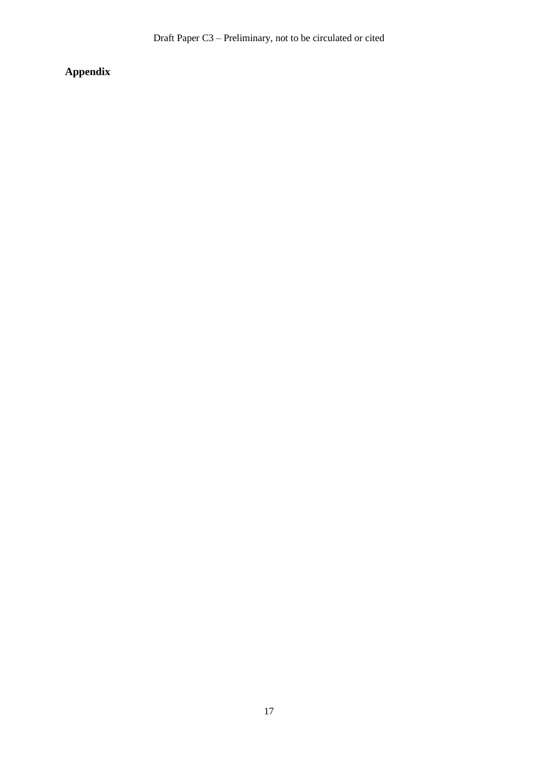**Appendix**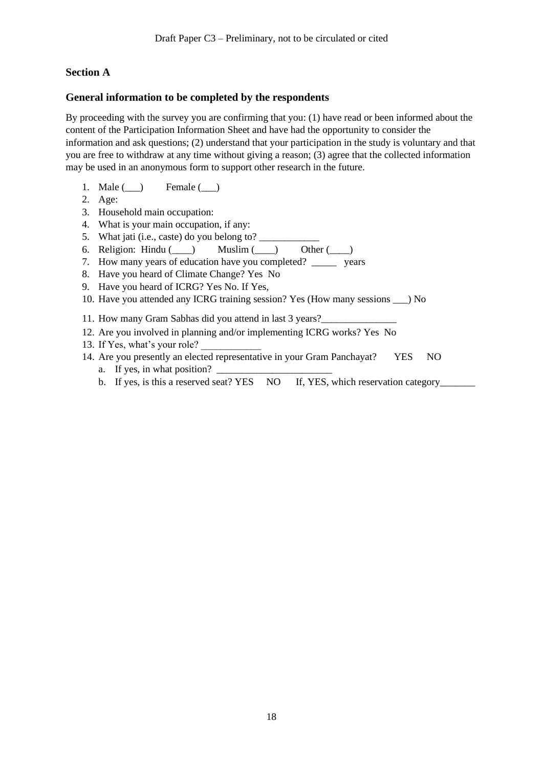## Section A

### General information to be completed by the respondents

By proceeding with the survey you are confirming that you: (1) have read or been informed about the content of the Participation Information Sheet and have had the opportunity to consider the information and ask questions; (2) understand that your participation in the study is voluntary and that you are free to withdraw at any time without giving a reason; (3) agree that the collected information may be used in an anonymous form to support other research in the future.

1. Male (___)      Female (___)
2. Age:
3. Household main occupation:
4. What is your main occupation, if any:
5. What jati (i.e., caste) do you belong to? ____________
6. Religion:  Hindu (____)      Muslim (____)      Other (____)
7. How many years of education have you completed?  _____  years
8. Have you heard of Climate Change? Yes  No
9. Have you heard of ICRG? Yes No. If Yes,
10. Have you attended any ICRG training session? Yes (How many sessions ___) No
11. How many Gram Sabhas did you attend in last 3 years?_______________
12. Are you involved in planning and/or implementing ICRG works? Yes  No
13. If Yes, what's your role? ____________
14. Are you presently an elected representative in your Gram Panchayat?    YES    NO
    a. If yes, in what position? _______________________
    b. If yes, is this a reserved seat? YES    NO    If, YES, which reservation category_______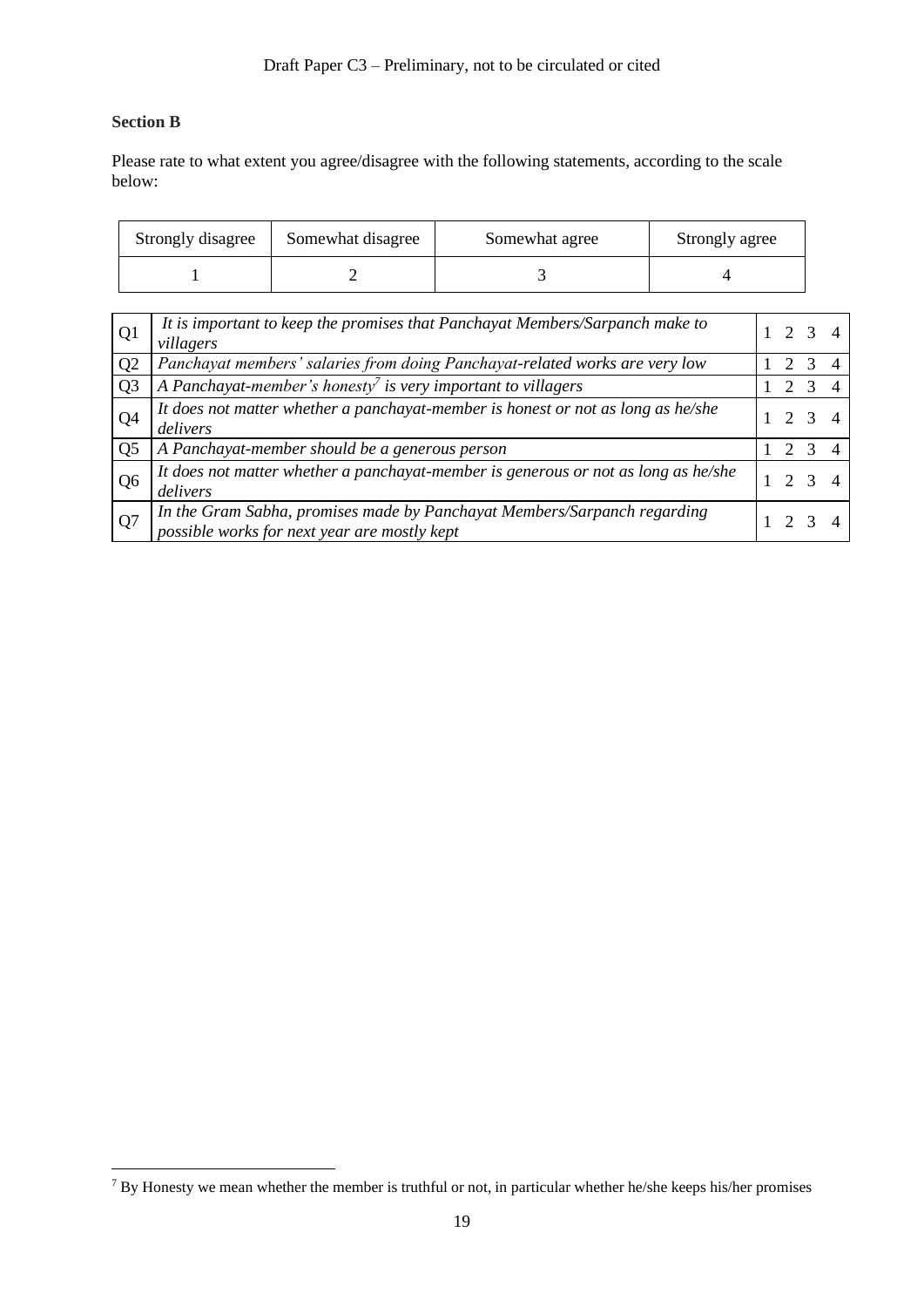**Section B**

Please rate to what extent you agree/disagree with the following statements, according to the scale below:

| Strongly disagree | Somewhat disagree | Somewhat agree | Strongly agree |
|---|---|---|---|
| 1 | 2 | 3 | 4 |

| | | |
|---|---|---|
| Q1 | *It is important to keep the promises that Panchayat Members/Sarpanch make to villagers* | 1 2 3 4 |
| Q2 | *Panchayat members' salaries from doing Panchayat-related works are very low* | 1 2 3 4 |
| Q3 | *A Panchayat-member's honesty[7] is very important to villagers* | 1 2 3 4 |
| Q4 | *It does not matter whether a panchayat-member is honest or not as long as he/she delivers* | 1 2 3 4 |
| Q5 | *A Panchayat-member should be a generous person* | 1 2 3 4 |
| Q6 | *It does not matter whether a panchayat-member is generous or not as long as he/she delivers* | 1 2 3 4 |
| Q7 | *In the Gram Sabha, promises made by Panchayat Members/Sarpanch regarding possible works for next year are mostly kept* | 1 2 3 4 |

[7] By Honesty we mean whether the member is truthful or not, in particular whether he/she keeps his/her promises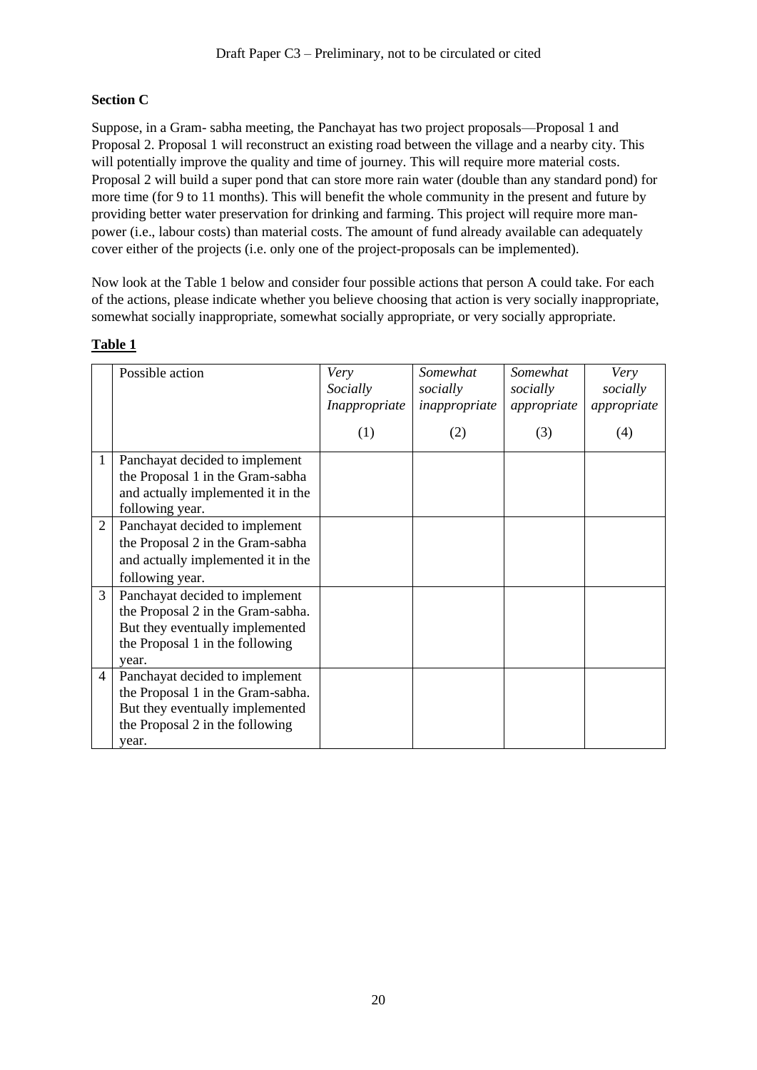**Section C**

Suppose, in a Gram- sabha meeting, the Panchayat has two project proposals—Proposal 1 and Proposal 2. Proposal 1 will reconstruct an existing road between the village and a nearby city. This will potentially improve the quality and time of journey. This will require more material costs. Proposal 2 will build a super pond that can store more rain water (double than any standard pond) for more time (for 9 to 11 months). This will benefit the whole community in the present and future by providing better water preservation for drinking and farming. This project will require more man-power (i.e., labour costs) than material costs. The amount of fund already available can adequately cover either of the projects (i.e. only one of the project-proposals can be implemented).

Now look at the Table 1 below and consider four possible actions that person A could take. For each of the actions, please indicate whether you believe choosing that action is very socially inappropriate, somewhat socially inappropriate, somewhat socially appropriate, or very socially appropriate.

**Table 1**

| | Possible action | *Very Socially Inappropriate* (1) | *Somewhat socially inappropriate* (2) | *Somewhat socially appropriate* (3) | *Very socially appropriate* (4) |
|---|---|---|---|---|---|
| 1 | Panchayat decided to implement the Proposal 1 in the Gram-sabha and actually implemented it in the following year. | | | | |
| 2 | Panchayat decided to implement the Proposal 2 in the Gram-sabha and actually implemented it in the following year. | | | | |
| 3 | Panchayat decided to implement the Proposal 2 in the Gram-sabha. But they eventually implemented the Proposal 1 in the following year. | | | | |
| 4 | Panchayat decided to implement the Proposal 1 in the Gram-sabha. But they eventually implemented the Proposal 2 in the following year. | | | | |